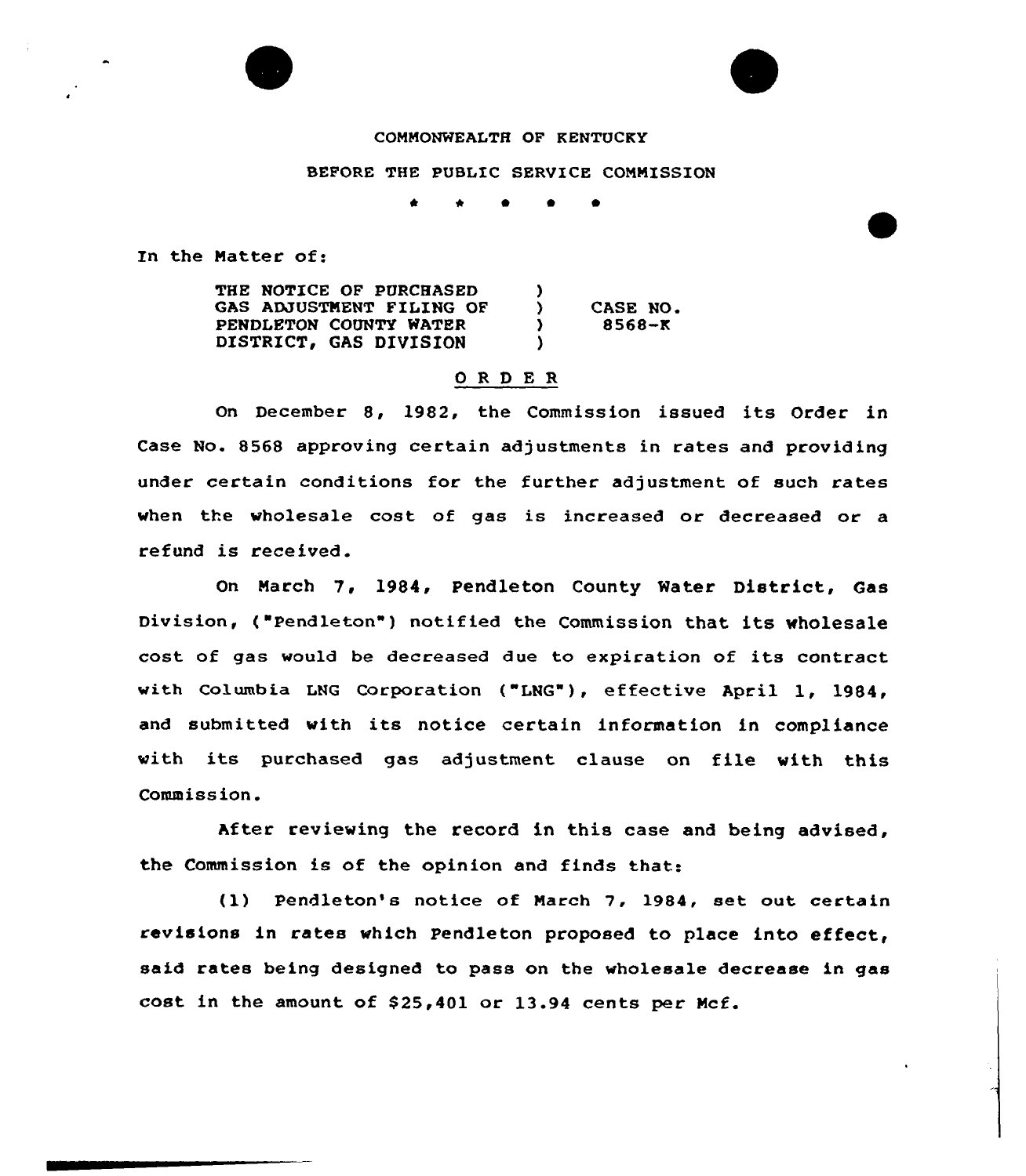COMMONWEALTH OF KENTUCKY

BEFORE THE PUBLIC SERVICE COMMISSION

\* \* \* \* \*

In the Matter of:

THE NOTICE OF PURCHASED GAS ADJUSTMENT FILING OF PENDLETON COUNTY WATER DISTRICT, GAS DIVISION ) CASE NO. 8568-K

## O R D E R

On December 8, 1982, the Commission issued its Order in Case No. 8568 approving certain adjustments in rates and providing under certain conditions for the further adjustment of such rates when the wholesale cost of gas is increased or decreased or a refund is received.

On March 7, 1984, Pendleton County Water District, Gas Division, ("Pendleton") notified the Commission that its wholesale cost of gas would be decreased due to expiration of its contract with Columbia LNG Corporation ("LNG"), effective April 1, 1984, and submitted with its notice certain information in compliance with its purchased gas adjustment clause on file with this Commission.

After reviewing the record in this case and being advised, the Commission is of the opinion and finds that:

(1) Pendleton's notice of March 7, 1984, set out certain revisions in rates which Pendleton proposed to place into effect, said rates being designed to pass on the wholesale decrease in gas cost in the amount of $25,401 or 13.94 cents per Mcf.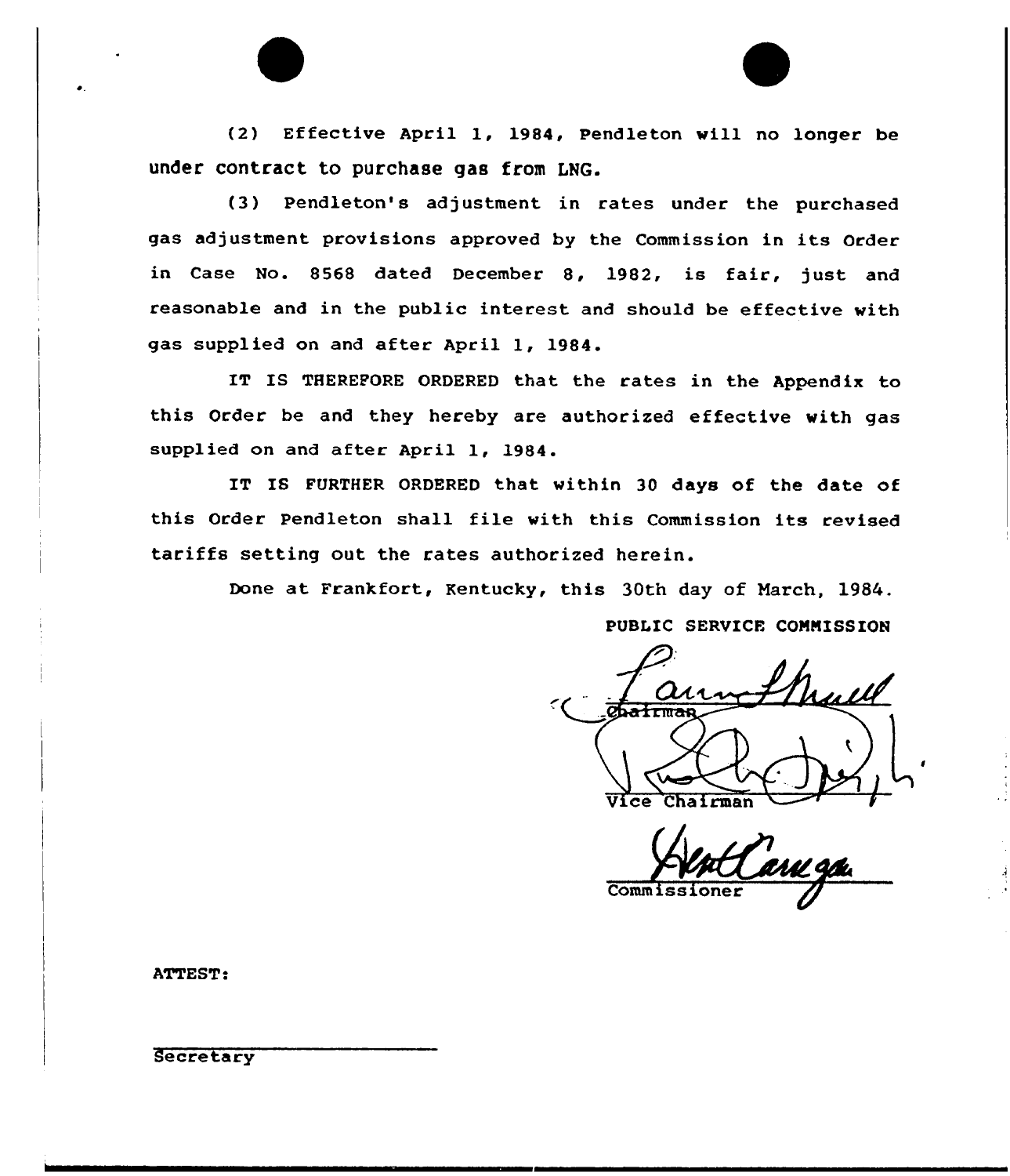(2) Effective April 1, 1984, Pendleton will no longer be under contract to purchase gas from LNG.

(3) Pendleton's adjustment in rates under the purchased gas adjustment provisions approved by the Commission in its Order in Case No. 8568 dated December 8, 1982, is fair, just and reasonable and in the public interest and should be effective with gas supplied on and after April 1, 1984.

IT IS THEREFORE ORDERED that the rates in the Appendix to this Order be and they hereby are authorized effective with gas supplied on and after April 1, 1984.

IT IS FURTHER ORDERED that within 30 days of the date of this Order Pendleton shall file with this Commission its revised tariffs setting out the rates authorized herein.

Done at Frankfort, Kentucky, this 30th day of March, 1984.

PUBLIC SERVICE COMMISSION

Chairman

Vice Chairman

Commissioner

ATTEST:

Secretary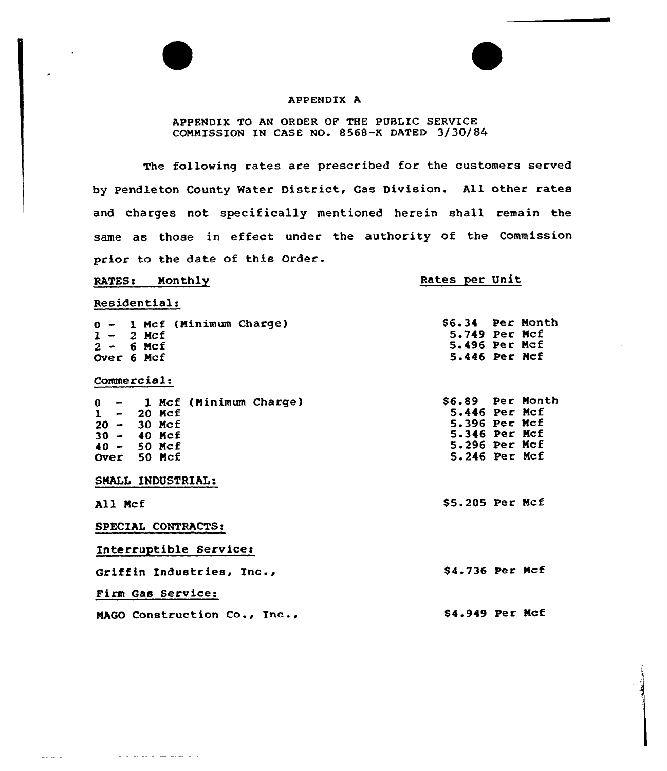# APPENDIX A

APPENDIX TO AN ORDER OF THE PUBLIC SERVICE COMMISSION IN CASE NO. 8568-K DATED 3/30/84

The following rates are prescribed for the customers served by Pendleton County Water District, Gas Division. All other rates and charges not specifically mentioned herein shall remain the same as those in effect under the authority of the Commission prior to the date of this Order.

| RATES: Monthly | Rates per Unit |
|---|---|
| **Residential:** | |
| 0 - 1 Mcf (Minimum Charge) | \$6.34 Per Month |
| 1 - 2 Mcf | 5.749 Per Mcf |
| 2 - 6 Mcf | 5.496 Per Mcf |
| Over 6 Mcf | 5.446 Per Mcf |
| **Commercial:** | |
| 0 - 1 Mcf (Minimum Charge) | \$6.89 Per Month |
| 1 - 20 Mcf | 5.446 Per Mcf |
| 20 - 30 Mcf | 5.396 Per Mcf |
| 30 - 40 Mcf | 5.346 Per Mcf |
| 40 - 50 Mcf | 5.296 Per Mcf |
| Over 50 Mcf | 5.246 Per Mcf |
| **SMALL INDUSTRIAL:** | |
| All Mcf | \$5.205 Per Mcf |
| **SPECIAL CONTRACTS:** | |
| **Interruptible Service:** | |
| Griffin Industries, Inc., | \$4.736 Per Mcf |
| **Firm Gas Service:** | |
| MAGO Construction Co., Inc., | \$4.949 Per Mcf |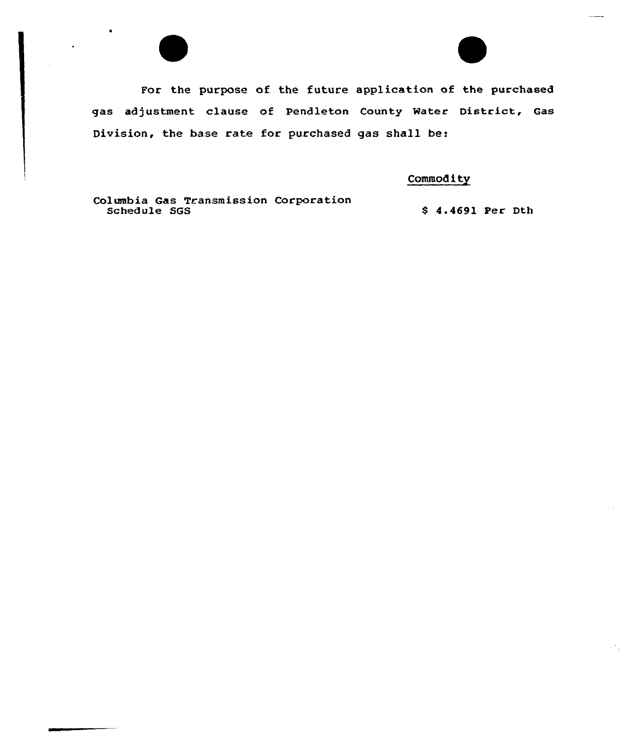For the purpose of the future application of the purchased gas adjustment clause of Pendleton County Water District, Gas Division, the base rate for purchased gas shall be:

| | Commodity |
|---|---|
| Columbia Gas Transmission Corporation Schedule SGS | $ 4.4691 Per Dth |